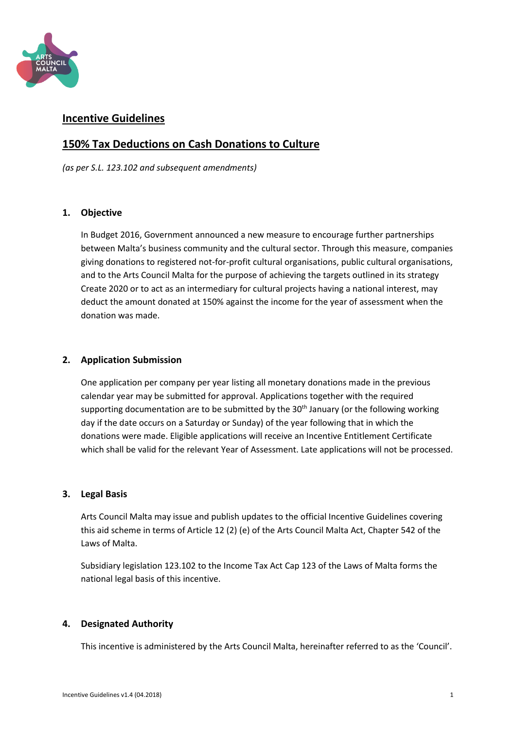## Incentive Guidelines

## 150% Tax Deductions on Cash Donations to Culture

*(as per S.L. 123.102 and subsequent amendments)*

### 1. Objective

In Budget 2016, Government announced a new measure to encourage further partnerships between Malta's business community and the cultural sector. Through this measure, companies giving donations to registered not-for-profit cultural organisations, public cultural organisations, and to the Arts Council Malta for the purpose of achieving the targets outlined in its strategy Create 2020 or to act as an intermediary for cultural projects having a national interest, may deduct the amount donated at 150% against the income for the year of assessment when the donation was made.

### 2. Application Submission

One application per company per year listing all monetary donations made in the previous calendar year may be submitted for approval. Applications together with the required supporting documentation are to be submitted by the 30th January (or the following working day if the date occurs on a Saturday or Sunday) of the year following that in which the donations were made. Eligible applications will receive an Incentive Entitlement Certificate which shall be valid for the relevant Year of Assessment. Late applications will not be processed.

### 3. Legal Basis

Arts Council Malta may issue and publish updates to the official Incentive Guidelines covering this aid scheme in terms of Article 12 (2) (e) of the Arts Council Malta Act, Chapter 542 of the Laws of Malta.

Subsidiary legislation 123.102 to the Income Tax Act Cap 123 of the Laws of Malta forms the national legal basis of this incentive.

### 4. Designated Authority

This incentive is administered by the Arts Council Malta, hereinafter referred to as the 'Council'.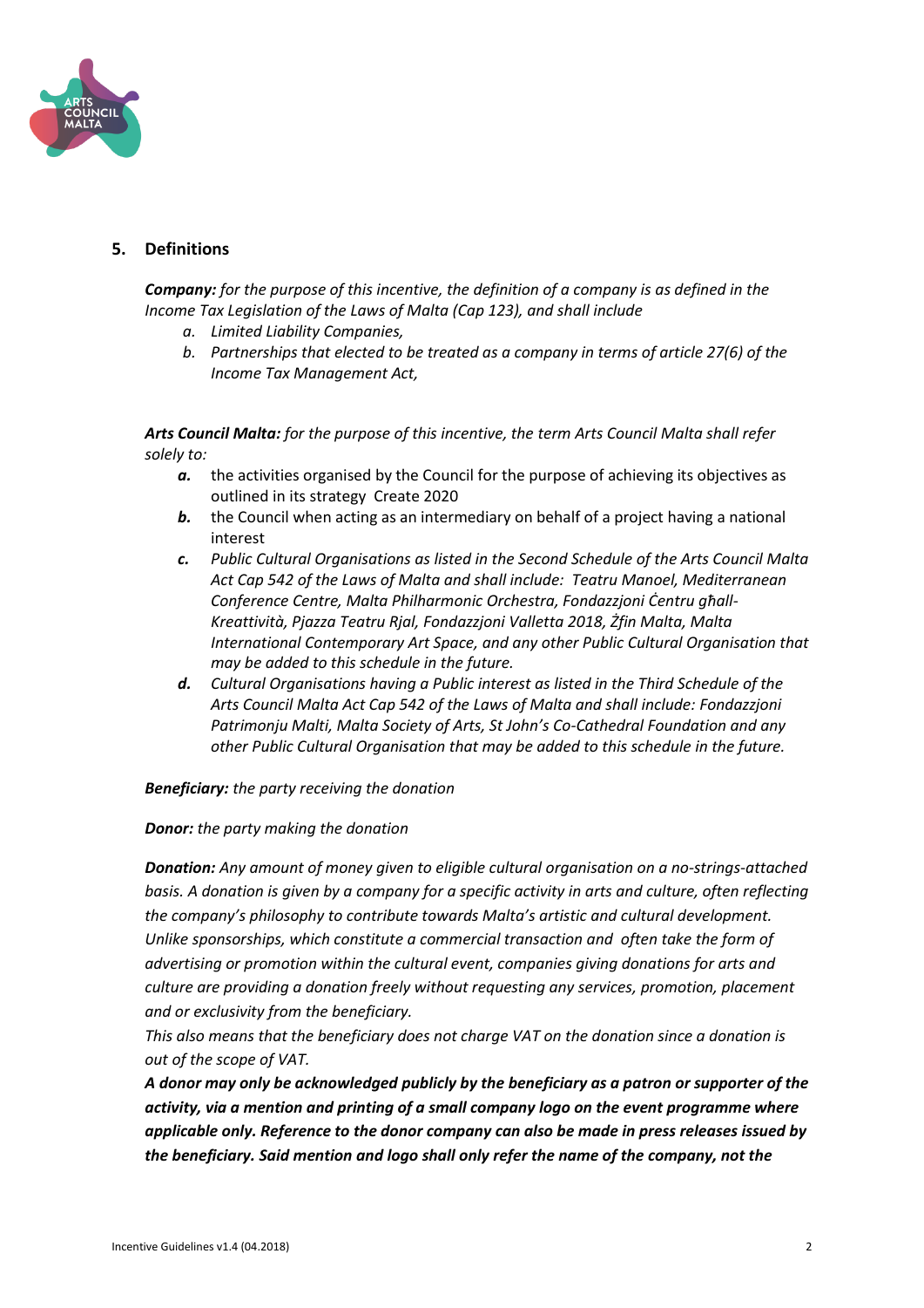## 5. Definitions

***Company:*** *for the purpose of this incentive, the definition of a company is as defined in the Income Tax Legislation of the Laws of Malta (Cap 123), and shall include*

*a. Limited Liability Companies,*
*b. Partnerships that elected to be treated as a company in terms of article 27(6) of the Income Tax Management Act,*

***Arts Council Malta:*** *for the purpose of this incentive, the term Arts Council Malta shall refer solely to:*

***a.*** the activities organised by the Council for the purpose of achieving its objectives as outlined in its strategy Create 2020
***b.*** the Council when acting as an intermediary on behalf of a project having a national interest
***c.*** *Public Cultural Organisations as listed in the Second Schedule of the Arts Council Malta Act Cap 542 of the Laws of Malta and shall include: Teatru Manoel, Mediterranean Conference Centre, Malta Philharmonic Orchestra, Fondazzjoni Ċentru għall-Kreattività, Pjazza Teatru Rjal, Fondazzjoni Valletta 2018, Żfin Malta, Malta International Contemporary Art Space, and any other Public Cultural Organisation that may be added to this schedule in the future.*
***d.*** *Cultural Organisations having a Public interest as listed in the Third Schedule of the Arts Council Malta Act Cap 542 of the Laws of Malta and shall include: Fondazzjoni Patrimonju Malti, Malta Society of Arts, St John's Co-Cathedral Foundation and any other Public Cultural Organisation that may be added to this schedule in the future.*

***Beneficiary:*** *the party receiving the donation*

***Donor:*** *the party making the donation*

***Donation:*** *Any amount of money given to eligible cultural organisation on a no-strings-attached basis. A donation is given by a company for a specific activity in arts and culture, often reflecting the company's philosophy to contribute towards Malta's artistic and cultural development. Unlike sponsorships, which constitute a commercial transaction and often take the form of advertising or promotion within the cultural event, companies giving donations for arts and culture are providing a donation freely without requesting any services, promotion, placement and or exclusivity from the beneficiary.*
*This also means that the beneficiary does not charge VAT on the donation since a donation is out of the scope of VAT.*
***A donor may only be acknowledged publicly by the beneficiary as a patron or supporter of the activity, via a mention and printing of a small company logo on the event programme where applicable only. Reference to the donor company can also be made in press releases issued by the beneficiary. Said mention and logo shall only refer the name of the company, not the***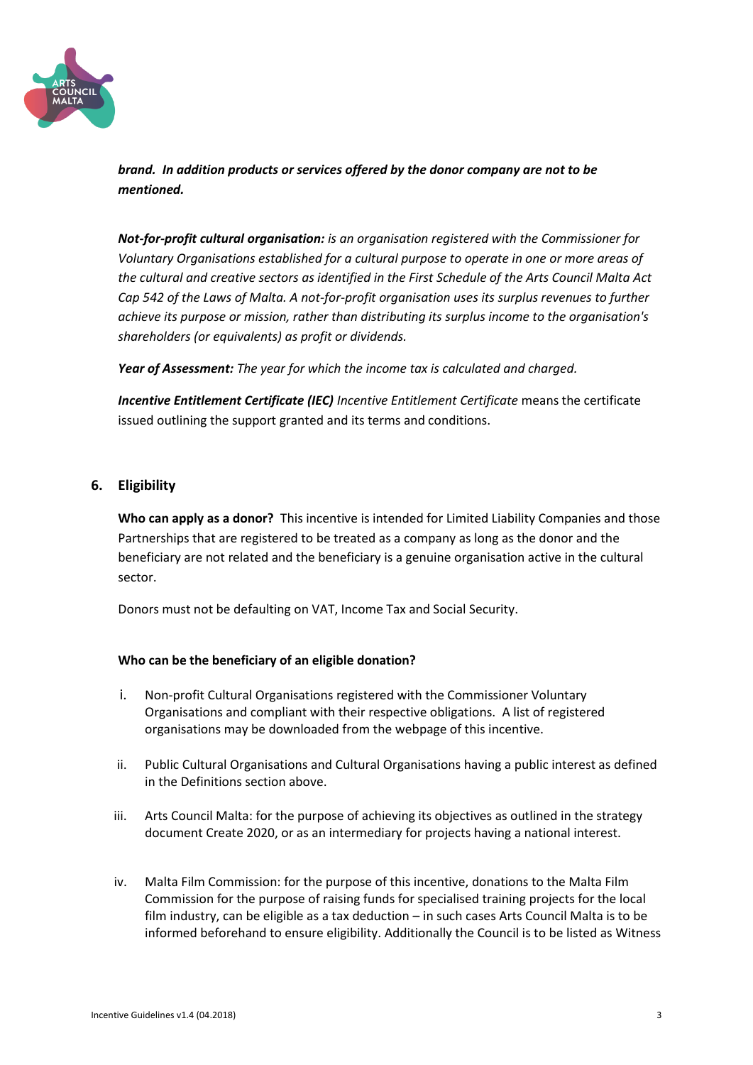***brand. In addition products or services offered by the donor company are not to be mentioned.***

***Not-for-profit cultural organisation:*** *is an organisation registered with the Commissioner for Voluntary Organisations established for a cultural purpose to operate in one or more areas of the cultural and creative sectors as identified in the First Schedule of the Arts Council Malta Act Cap 542 of the Laws of Malta. A not-for-profit organisation uses its surplus revenues to further achieve its purpose or mission, rather than distributing its surplus income to the organisation's shareholders (or equivalents) as profit or dividends.*

***Year of Assessment:*** *The year for which the income tax is calculated and charged.*

***Incentive Entitlement Certificate (IEC)*** *Incentive Entitlement Certificate* means the certificate issued outlining the support granted and its terms and conditions.

## 6. Eligibility

**Who can apply as a donor?** This incentive is intended for Limited Liability Companies and those Partnerships that are registered to be treated as a company as long as the donor and the beneficiary are not related and the beneficiary is a genuine organisation active in the cultural sector.

Donors must not be defaulting on VAT, Income Tax and Social Security.

**Who can be the beneficiary of an eligible donation?**

i. Non-profit Cultural Organisations registered with the Commissioner Voluntary Organisations and compliant with their respective obligations. A list of registered organisations may be downloaded from the webpage of this incentive.

ii. Public Cultural Organisations and Cultural Organisations having a public interest as defined in the Definitions section above.

iii. Arts Council Malta: for the purpose of achieving its objectives as outlined in the strategy document Create 2020, or as an intermediary for projects having a national interest.

iv. Malta Film Commission: for the purpose of this incentive, donations to the Malta Film Commission for the purpose of raising funds for specialised training projects for the local film industry, can be eligible as a tax deduction – in such cases Arts Council Malta is to be informed beforehand to ensure eligibility. Additionally the Council is to be listed as Witness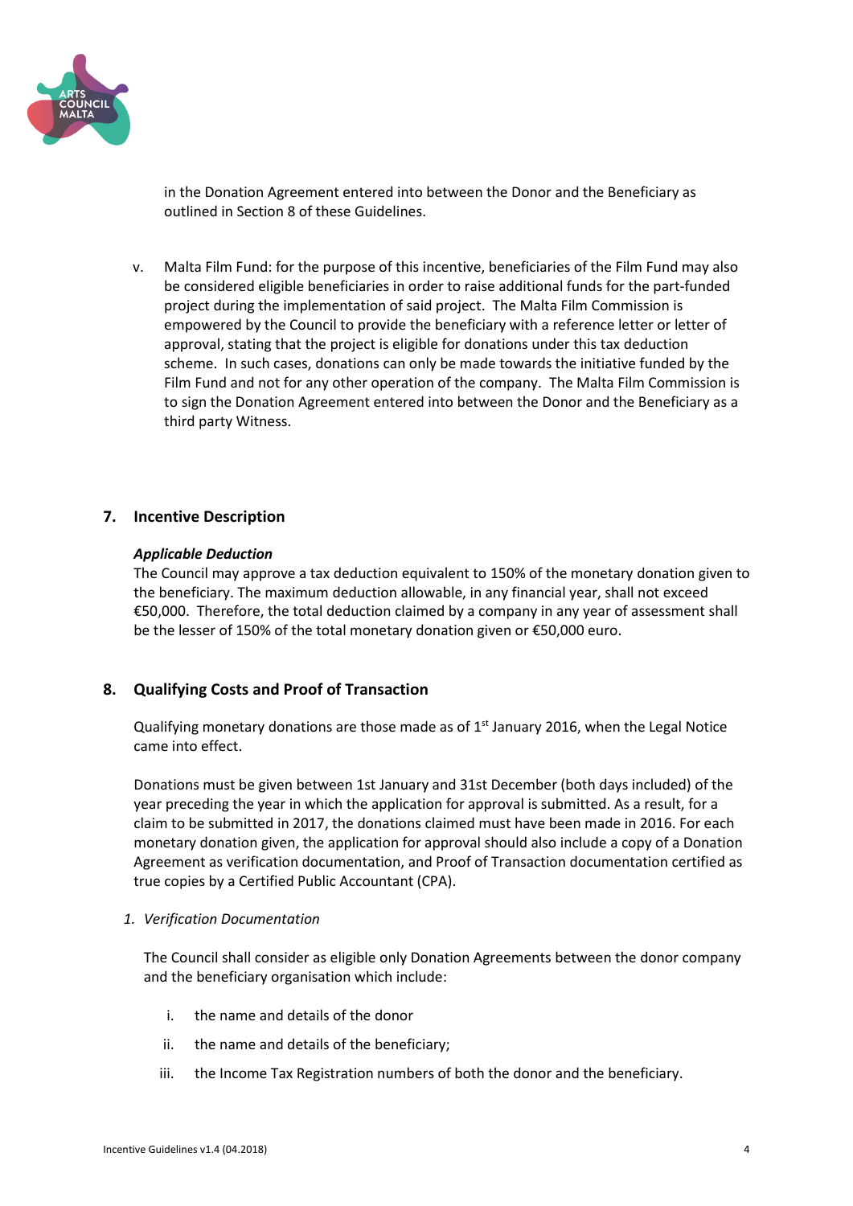in the Donation Agreement entered into between the Donor and the Beneficiary as outlined in Section 8 of these Guidelines.

v. Malta Film Fund: for the purpose of this incentive, beneficiaries of the Film Fund may also be considered eligible beneficiaries in order to raise additional funds for the part-funded project during the implementation of said project. The Malta Film Commission is empowered by the Council to provide the beneficiary with a reference letter or letter of approval, stating that the project is eligible for donations under this tax deduction scheme. In such cases, donations can only be made towards the initiative funded by the Film Fund and not for any other operation of the company. The Malta Film Commission is to sign the Donation Agreement entered into between the Donor and the Beneficiary as a third party Witness.

## 7. Incentive Description

***Applicable Deduction***

The Council may approve a tax deduction equivalent to 150% of the monetary donation given to the beneficiary. The maximum deduction allowable, in any financial year, shall not exceed €50,000. Therefore, the total deduction claimed by a company in any year of assessment shall be the lesser of 150% of the total monetary donation given or €50,000 euro.

## 8. Qualifying Costs and Proof of Transaction

Qualifying monetary donations are those made as of 1st January 2016, when the Legal Notice came into effect.

Donations must be given between 1st January and 31st December (both days included) of the year preceding the year in which the application for approval is submitted. As a result, for a claim to be submitted in 2017, the donations claimed must have been made in 2016. For each monetary donation given, the application for approval should also include a copy of a Donation Agreement as verification documentation, and Proof of Transaction documentation certified as true copies by a Certified Public Accountant (CPA).

1. *Verification Documentation*

   The Council shall consider as eligible only Donation Agreements between the donor company and the beneficiary organisation which include:

   i. the name and details of the donor

   ii. the name and details of the beneficiary;

   iii. the Income Tax Registration numbers of both the donor and the beneficiary.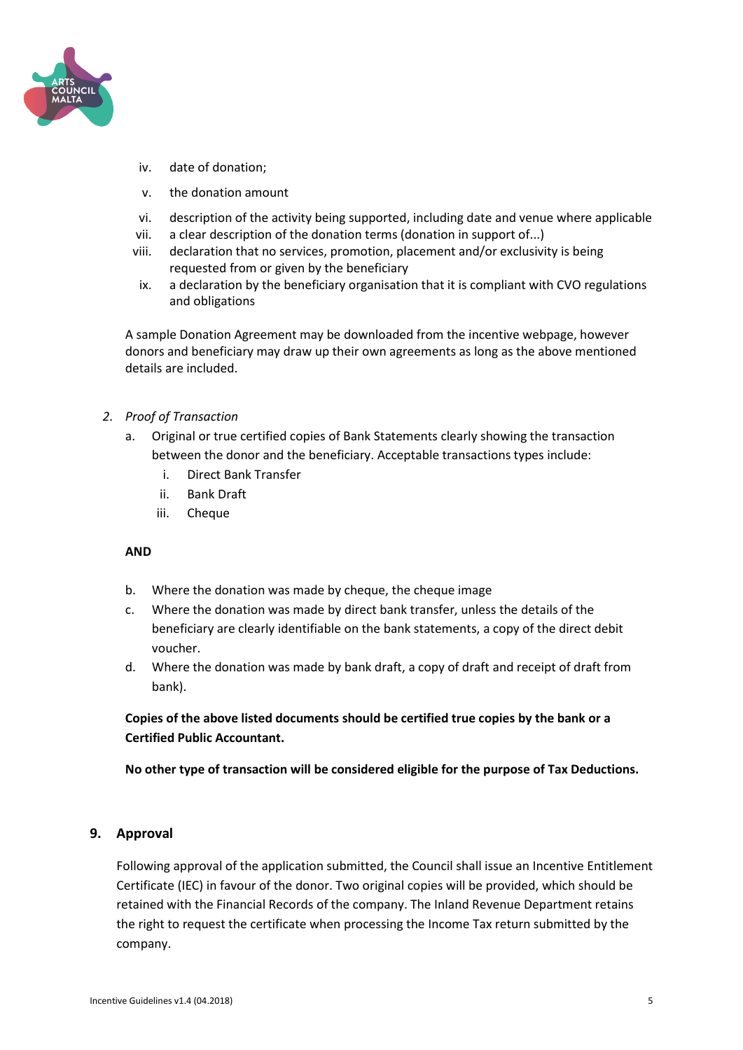iv. date of donation;

v. the donation amount

vi. description of the activity being supported, including date and venue where applicable

vii. a clear description of the donation terms (donation in support of...)

viii. declaration that no services, promotion, placement and/or exclusivity is being requested from or given by the beneficiary

ix. a declaration by the beneficiary organisation that it is compliant with CVO regulations and obligations

A sample Donation Agreement may be downloaded from the incentive webpage, however donors and beneficiary may draw up their own agreements as long as the above mentioned details are included.

2. *Proof of Transaction*

   a. Original or true certified copies of Bank Statements clearly showing the transaction between the donor and the beneficiary. Acceptable transactions types include:

      i. Direct Bank Transfer

      ii. Bank Draft

      iii. Cheque

   **AND**

   b. Where the donation was made by cheque, the cheque image

   c. Where the donation was made by direct bank transfer, unless the details of the beneficiary are clearly identifiable on the bank statements, a copy of the direct debit voucher.

   d. Where the donation was made by bank draft, a copy of draft and receipt of draft from bank).

   **Copies of the above listed documents should be certified true copies by the bank or a Certified Public Accountant.**

   **No other type of transaction will be considered eligible for the purpose of Tax Deductions.**

## 9. Approval

Following approval of the application submitted, the Council shall issue an Incentive Entitlement Certificate (IEC) in favour of the donor. Two original copies will be provided, which should be retained with the Financial Records of the company. The Inland Revenue Department retains the right to request the certificate when processing the Income Tax return submitted by the company.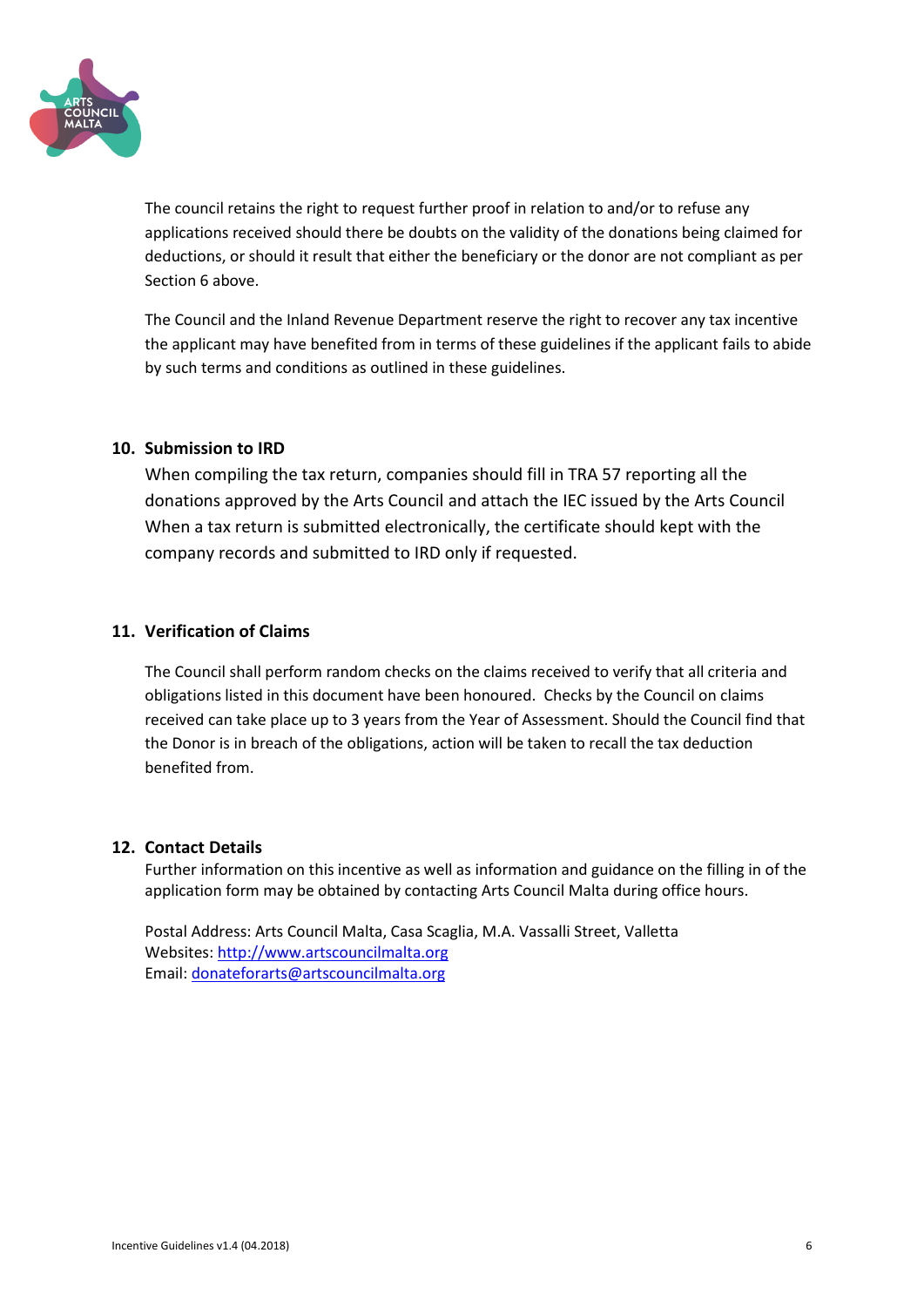The council retains the right to request further proof in relation to and/or to refuse any applications received should there be doubts on the validity of the donations being claimed for deductions, or should it result that either the beneficiary or the donor are not compliant as per Section 6 above.

The Council and the Inland Revenue Department reserve the right to recover any tax incentive the applicant may have benefited from in terms of these guidelines if the applicant fails to abide by such terms and conditions as outlined in these guidelines.

## 10. Submission to IRD

When compiling the tax return, companies should fill in TRA 57 reporting all the donations approved by the Arts Council and attach the IEC issued by the Arts Council When a tax return is submitted electronically, the certificate should kept with the company records and submitted to IRD only if requested.

## 11. Verification of Claims

The Council shall perform random checks on the claims received to verify that all criteria and obligations listed in this document have been honoured. Checks by the Council on claims received can take place up to 3 years from the Year of Assessment. Should the Council find that the Donor is in breach of the obligations, action will be taken to recall the tax deduction benefited from.

## 12. Contact Details

Further information on this incentive as well as information and guidance on the filling in of the application form may be obtained by contacting Arts Council Malta during office hours.

Postal Address: Arts Council Malta, Casa Scaglia, M.A. Vassalli Street, Valletta
Websites: http://www.artscouncilmalta.org
Email: donateforarts@artscouncilmalta.org